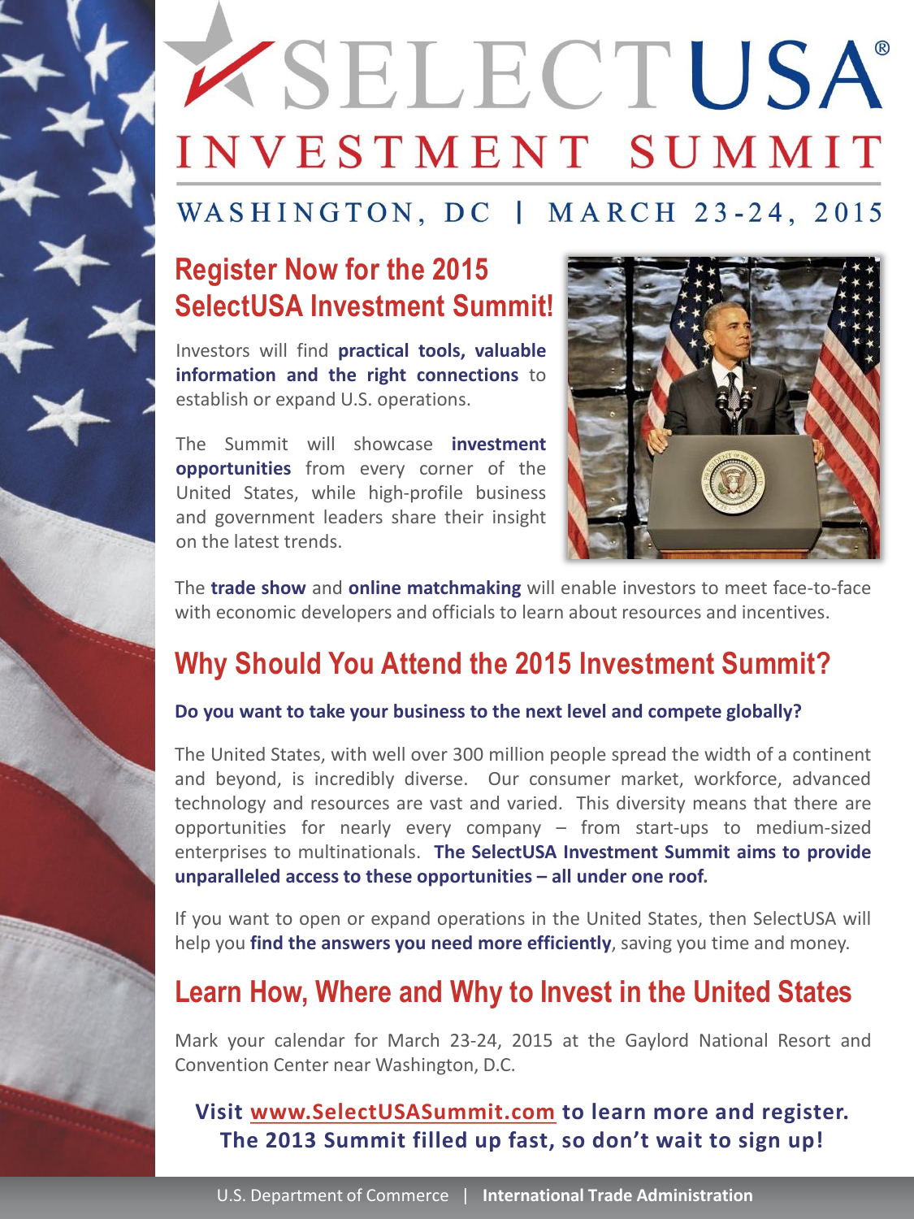# SELECTUSA®

# INVESTMENT SUMMIT

WASHINGTON, DC | MARCH 23-24, 2015

## Register Now for the 2015 SelectUSA Investment Summit!

Investors will find **practical tools, valuable information and the right connections** to establish or expand U.S. operations.

The Summit will showcase **investment opportunities** from every corner of the United States, while high-profile business and government leaders share their insight on the latest trends.

The **trade show** and **online matchmaking** will enable investors to meet face-to-face with economic developers and officials to learn about resources and incentives.

## Why Should You Attend the 2015 Investment Summit?

**Do you want to take your business to the next level and compete globally?**

The United States, with well over 300 million people spread the width of a continent and beyond, is incredibly diverse. Our consumer market, workforce, advanced technology and resources are vast and varied. This diversity means that there are opportunities for nearly every company – from start-ups to medium-sized enterprises to multinationals. **The SelectUSA Investment Summit aims to provide unparalleled access to these opportunities – all under one roof.**

If you want to open or expand operations in the United States, then SelectUSA will help you **find the answers you need more efficiently**, saving you time and money.

## Learn How, Where and Why to Invest in the United States

Mark your calendar for March 23-24, 2015 at the Gaylord National Resort and Convention Center near Washington, D.C.

**Visit www.SelectUSASummit.com to learn more and register.**
**The 2013 Summit filled up fast, so don't wait to sign up!**

U.S. Department of Commerce | **International Trade Administration**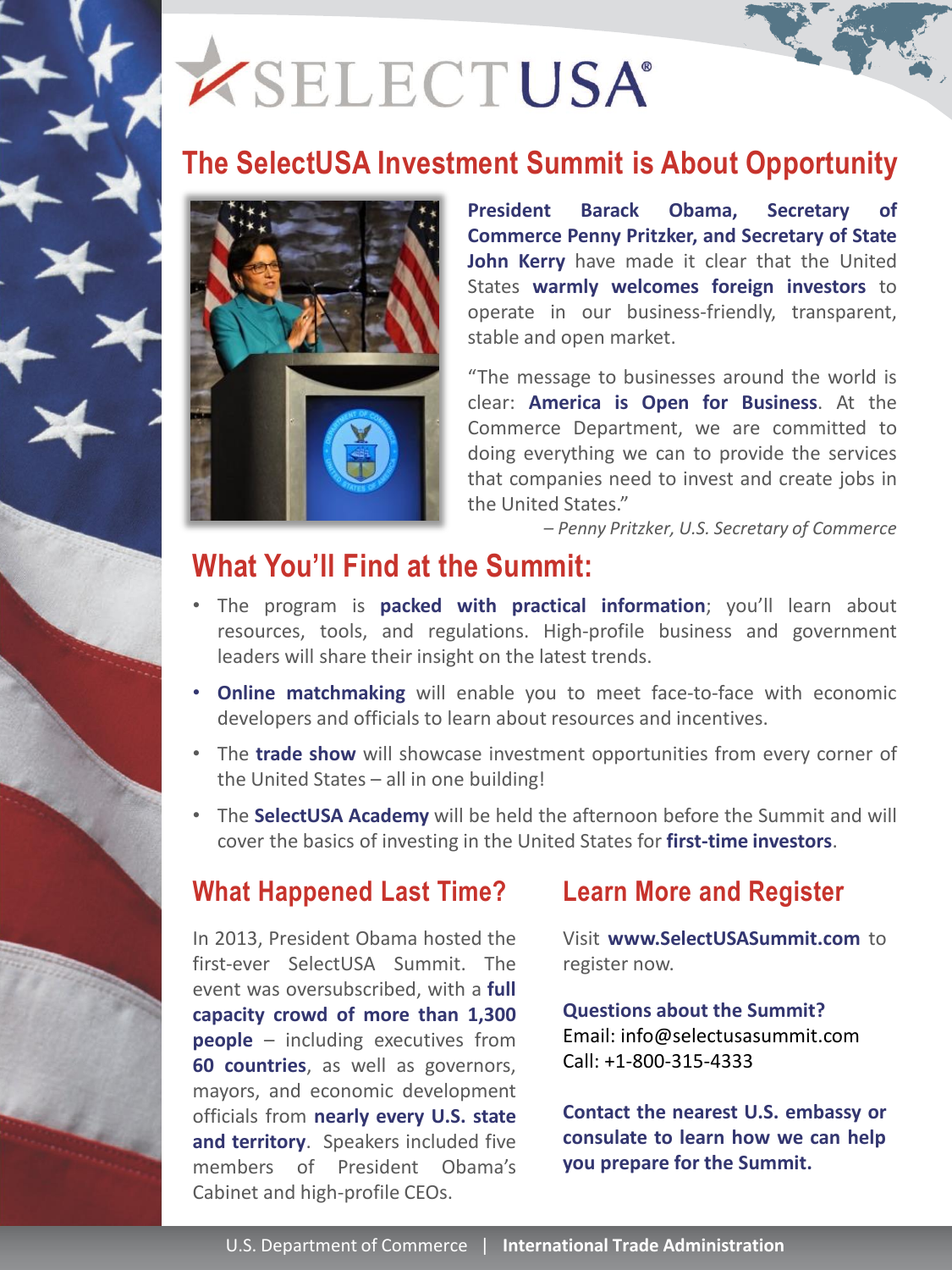# SELECTUSA®

## The SelectUSA Investment Summit is About Opportunity

**President Barack Obama, Secretary of Commerce Penny Pritzker, and Secretary of State John Kerry** have made it clear that the United States **warmly welcomes foreign investors** to operate in our business-friendly, transparent, stable and open market.

"The message to businesses around the world is clear: **America is Open for Business**. At the Commerce Department, we are committed to doing everything we can to provide the services that companies need to invest and create jobs in the United States."

*– Penny Pritzker, U.S. Secretary of Commerce*

## What You'll Find at the Summit:

- The program is **packed with practical information**; you'll learn about resources, tools, and regulations. High-profile business and government leaders will share their insight on the latest trends.
- **Online matchmaking** will enable you to meet face-to-face with economic developers and officials to learn about resources and incentives.
- The **trade show** will showcase investment opportunities from every corner of the United States – all in one building!
- The **SelectUSA Academy** will be held the afternoon before the Summit and will cover the basics of investing in the United States for **first-time investors**.

## What Happened Last Time?

In 2013, President Obama hosted the first-ever SelectUSA Summit. The event was oversubscribed, with a **full capacity crowd of more than 1,300 people** – including executives from **60 countries**, as well as governors, mayors, and economic development officials from **nearly every U.S. state and territory**. Speakers included five members of President Obama's Cabinet and high-profile CEOs.

## Learn More and Register

Visit **www.SelectUSASummit.com** to register now.

**Questions about the Summit?**
Email: info@selectusasummit.com
Call: +1-800-315-4333

**Contact the nearest U.S. embassy or consulate to learn how we can help you prepare for the Summit.**

U.S. Department of Commerce | **International Trade Administration**